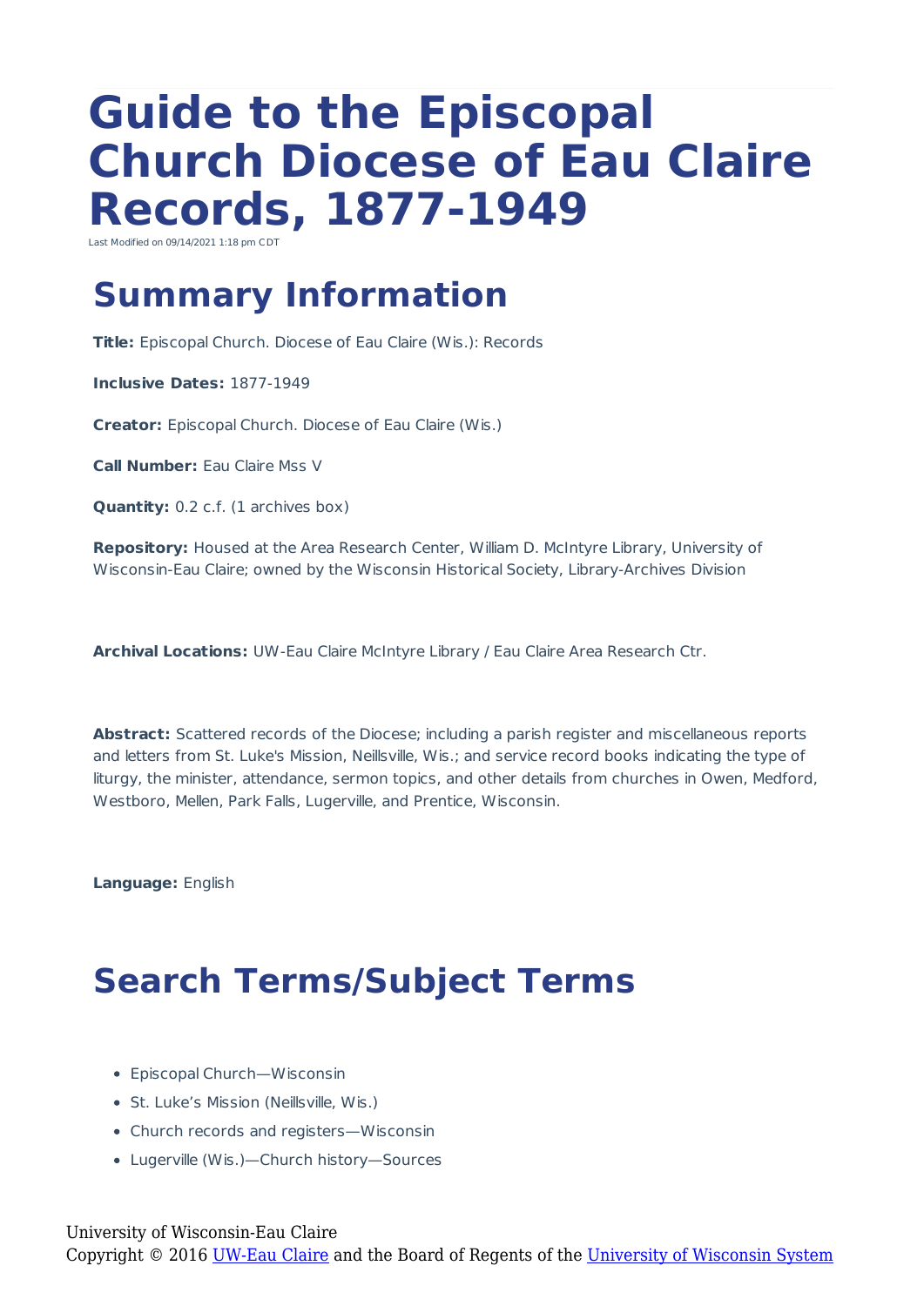# Guide to the Episcopal Church Diocese of Eau Claire Records, 1877-1949

Last Modified on 09/14/2021 1:18 pm CDT

## Summary Information

**Title:** Episcopal Church. Diocese of Eau Claire (Wis.): Records

**Inclusive Dates:** 1877-1949

**Creator:** Episcopal Church. Diocese of Eau Claire (Wis.)

**Call Number:** Eau Claire Mss V

**Quantity:** 0.2 c.f. (1 archives box)

**Repository:** Housed at the Area Research Center, William D. McIntyre Library, University of Wisconsin-Eau Claire; owned by the Wisconsin Historical Society, Library-Archives Division

**Archival Locations:** UW-Eau Claire McIntyre Library / Eau Claire Area Research Ctr.

**Abstract:** Scattered records of the Diocese; including a parish register and miscellaneous reports and letters from St. Luke's Mission, Neillsville, Wis.; and service record books indicating the type of liturgy, the minister, attendance, sermon topics, and other details from churches in Owen, Medford, Westboro, Mellen, Park Falls, Lugerville, and Prentice, Wisconsin.

**Language:** English

## Search Terms/Subject Terms

- Episcopal Church—Wisconsin
- St. Luke's Mission (Neillsville, Wis.)
- Church records and registers—Wisconsin
- Lugerville (Wis.)—Church history—Sources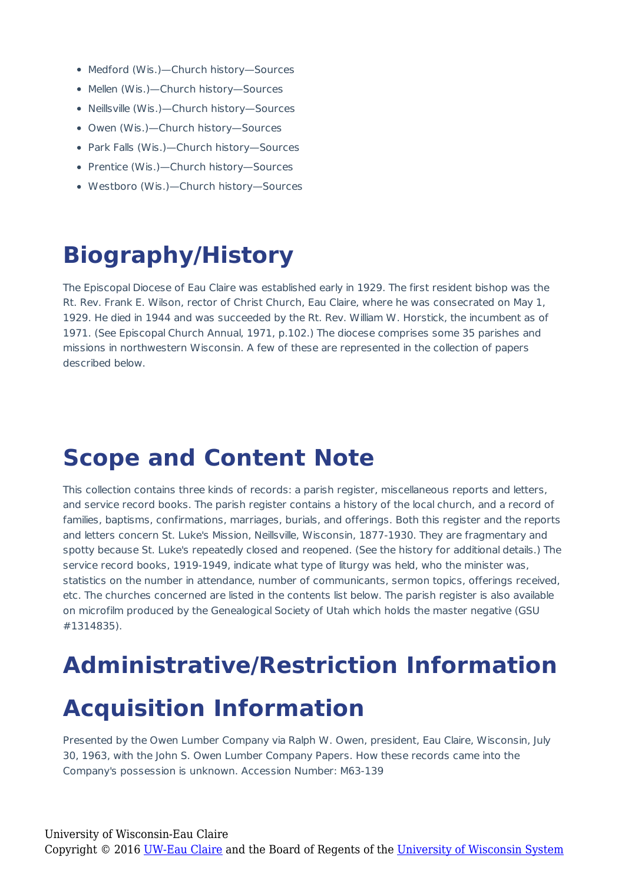- Medford (Wis.)—Church history—Sources
- Mellen (Wis.)—Church history—Sources
- Neillsville (Wis.)—Church history—Sources
- Owen (Wis.)—Church history—Sources
- Park Falls (Wis.)—Church history—Sources
- Prentice (Wis.)—Church history—Sources
- Westboro (Wis.)—Church history—Sources

# Biography/History

The Episcopal Diocese of Eau Claire was established early in 1929. The first resident bishop was the Rt. Rev. Frank E. Wilson, rector of Christ Church, Eau Claire, where he was consecrated on May 1, 1929. He died in 1944 and was succeeded by the Rt. Rev. William W. Horstick, the incumbent as of 1971. (See Episcopal Church Annual, 1971, p.102.) The diocese comprises some 35 parishes and missions in northwestern Wisconsin. A few of these are represented in the collection of papers described below.

# Scope and Content Note

This collection contains three kinds of records: a parish register, miscellaneous reports and letters, and service record books. The parish register contains a history of the local church, and a record of families, baptisms, confirmations, marriages, burials, and offerings. Both this register and the reports and letters concern St. Luke's Mission, Neillsville, Wisconsin, 1877-1930. They are fragmentary and spotty because St. Luke's repeatedly closed and reopened. (See the history for additional details.) The service record books, 1919-1949, indicate what type of liturgy was held, who the minister was, statistics on the number in attendance, number of communicants, sermon topics, offerings received, etc. The churches concerned are listed in the contents list below. The parish register is also available on microfilm produced by the Genealogical Society of Utah which holds the master negative (GSU #1314835).

# Administrative/Restriction Information

# Acquisition Information

Presented by the Owen Lumber Company via Ralph W. Owen, president, Eau Claire, Wisconsin, July 30, 1963, with the John S. Owen Lumber Company Papers. How these records came into the Company's possession is unknown. Accession Number: M63-139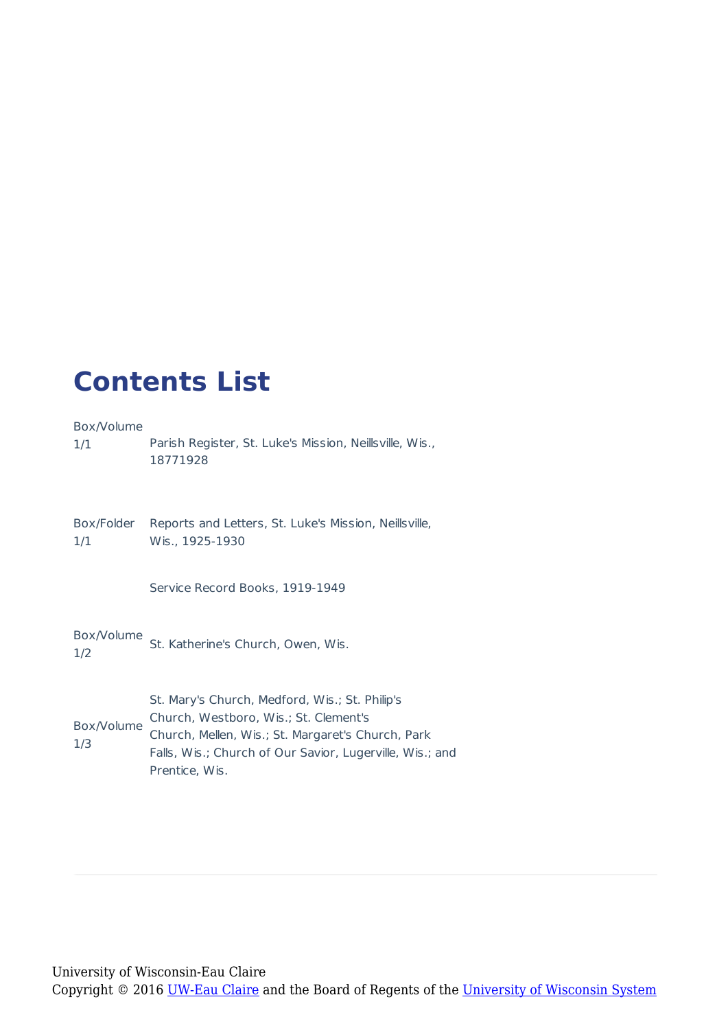# Contents List

| | |
|---|---|
| Box/Volume 1/1 | Parish Register, St. Luke's Mission, Neillsville, Wis., 18771928 |
| Box/Folder 1/1 | Reports and Letters, St. Luke's Mission, Neillsville, Wis., 1925-1930 |
| | Service Record Books, 1919-1949 |
| Box/Volume 1/2 | St. Katherine's Church, Owen, Wis. |
| Box/Volume 1/3 | St. Mary's Church, Medford, Wis.; St. Philip's Church, Westboro, Wis.; St. Clement's Church, Mellen, Wis.; St. Margaret's Church, Park Falls, Wis.; Church of Our Savior, Lugerville, Wis.; and Prentice, Wis. |

University of Wisconsin-Eau Claire
Copyright © 2016 UW-Eau Claire and the Board of Regents of the University of Wisconsin System